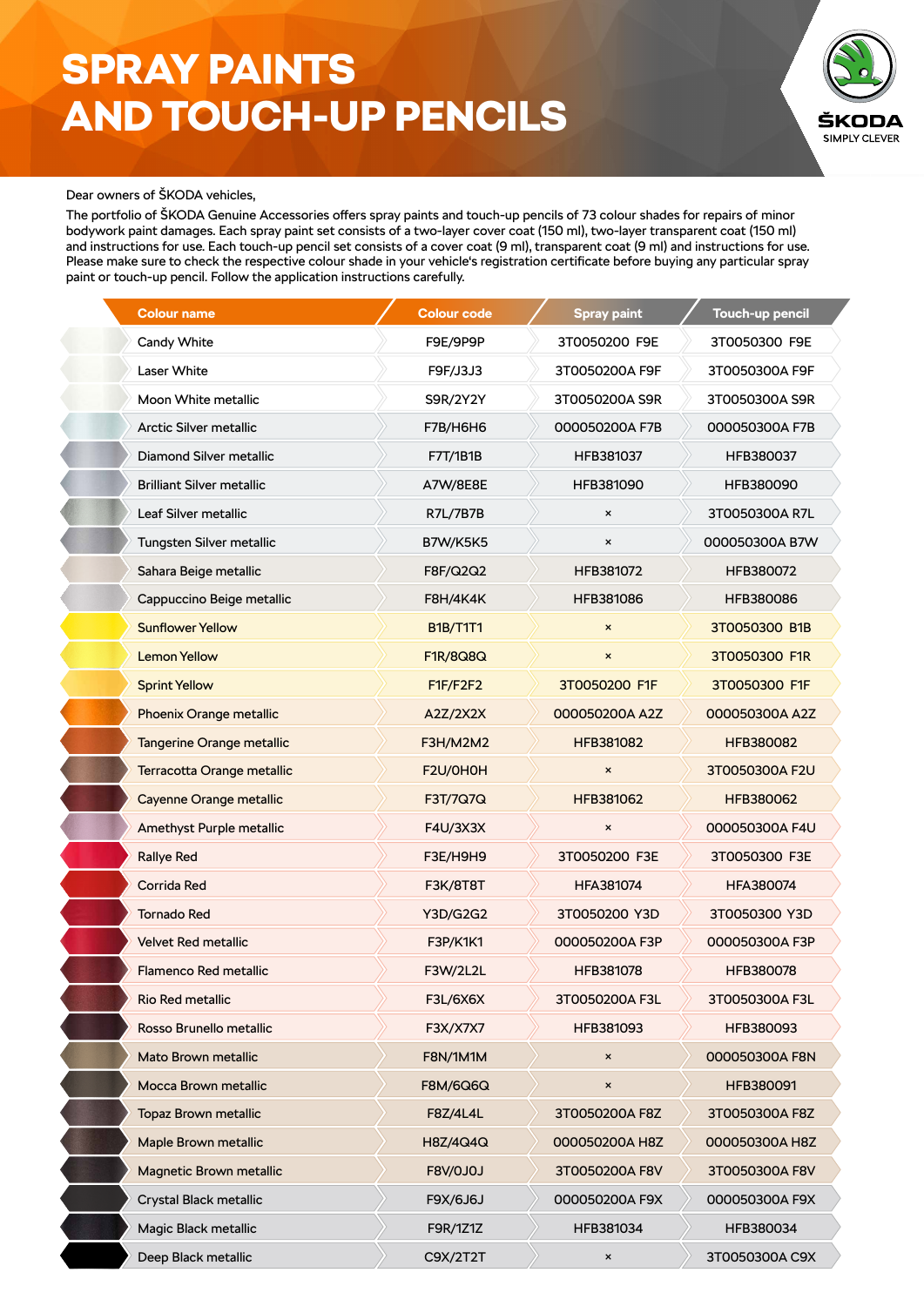# SPRAY PAINTS AND TOUCH-UP PENCILS

ŠKODA
SIMPLY CLEVER

Dear owners of ŠKODA vehicles,

The portfolio of ŠKODA Genuine Accessories offers spray paints and touch-up pencils of 73 colour shades for repairs of minor bodywork paint damages. Each spray paint set consists of a two-layer cover coat (150 ml), two-layer transparent coat (150 ml) and instructions for use. Each touch-up pencil set consists of a cover coat (9 ml), transparent coat (9 ml) and instructions for use. Please make sure to check the respective colour shade in your vehicle's registration certificate before buying any particular spray paint or touch-up pencil. Follow the application instructions carefully.

| Colour name | Colour code | Spray paint | Touch-up pencil |
|---|---|---|---|
| Candy White | F9E/9P9P | 3T0050200 F9E | 3T0050300 F9E |
| Laser White | F9F/J3J3 | 3T0050200A F9F | 3T0050300A F9F |
| Moon White metallic | S9R/2Y2Y | 3T0050200A S9R | 3T0050300A S9R |
| Arctic Silver metallic | F7B/H6H6 | 000050200A F7B | 000050300A F7B |
| Diamond Silver metallic | F7T/1B1B | HFB381037 | HFB380037 |
| Brilliant Silver metallic | A7W/8E8E | HFB381090 | HFB380090 |
| Leaf Silver metallic | R7L/7B7B | × | 3T0050300A R7L |
| Tungsten Silver metallic | B7W/K5K5 | × | 000050300A B7W |
| Sahara Beige metallic | F8F/Q2Q2 | HFB381072 | HFB380072 |
| Cappuccino Beige metallic | F8H/4K4K | HFB381086 | HFB380086 |
| Sunflower Yellow | B1B/T1T1 | × | 3T0050300 B1B |
| Lemon Yellow | F1R/8Q8Q | × | 3T0050300 F1R |
| Sprint Yellow | F1F/F2F2 | 3T0050200 F1F | 3T0050300 F1F |
| Phoenix Orange metallic | A2Z/2X2X | 000050200A A2Z | 000050300A A2Z |
| Tangerine Orange metallic | F3H/M2M2 | HFB381082 | HFB380082 |
| Terracotta Orange metallic | F2U/0H0H | × | 3T0050300A F2U |
| Cayenne Orange metallic | F3T/7Q7Q | HFB381062 | HFB380062 |
| Amethyst Purple metallic | F4U/3X3X | × | 000050300A F4U |
| Rallye Red | F3E/H9H9 | 3T0050200 F3E | 3T0050300 F3E |
| Corrida Red | F3K/8T8T | HFA381074 | HFA380074 |
| Tornado Red | Y3D/G2G2 | 3T0050200 Y3D | 3T0050300 Y3D |
| Velvet Red metallic | F3P/K1K1 | 000050200A F3P | 000050300A F3P |
| Flamenco Red metallic | F3W/2L2L | HFB381078 | HFB380078 |
| Rio Red metallic | F3L/6X6X | 3T0050200A F3L | 3T0050300A F3L |
| Rosso Brunello metallic | F3X/X7X7 | HFB381093 | HFB380093 |
| Mato Brown metallic | F8N/1M1M | × | 000050300A F8N |
| Mocca Brown metallic | F8M/6Q6Q | × | HFB380091 |
| Topaz Brown metallic | F8Z/4L4L | 3T0050200A F8Z | 3T0050300A F8Z |
| Maple Brown metallic | H8Z/4Q4Q | 000050200A H8Z | 000050300A H8Z |
| Magnetic Brown metallic | F8V/0J0J | 3T0050200A F8V | 3T0050300A F8V |
| Crystal Black metallic | F9X/6J6J | 000050200A F9X | 000050300A F9X |
| Magic Black metallic | F9R/1Z1Z | HFB381034 | HFB380034 |
| Deep Black metallic | C9X/2T2T | × | 3T0050300A C9X |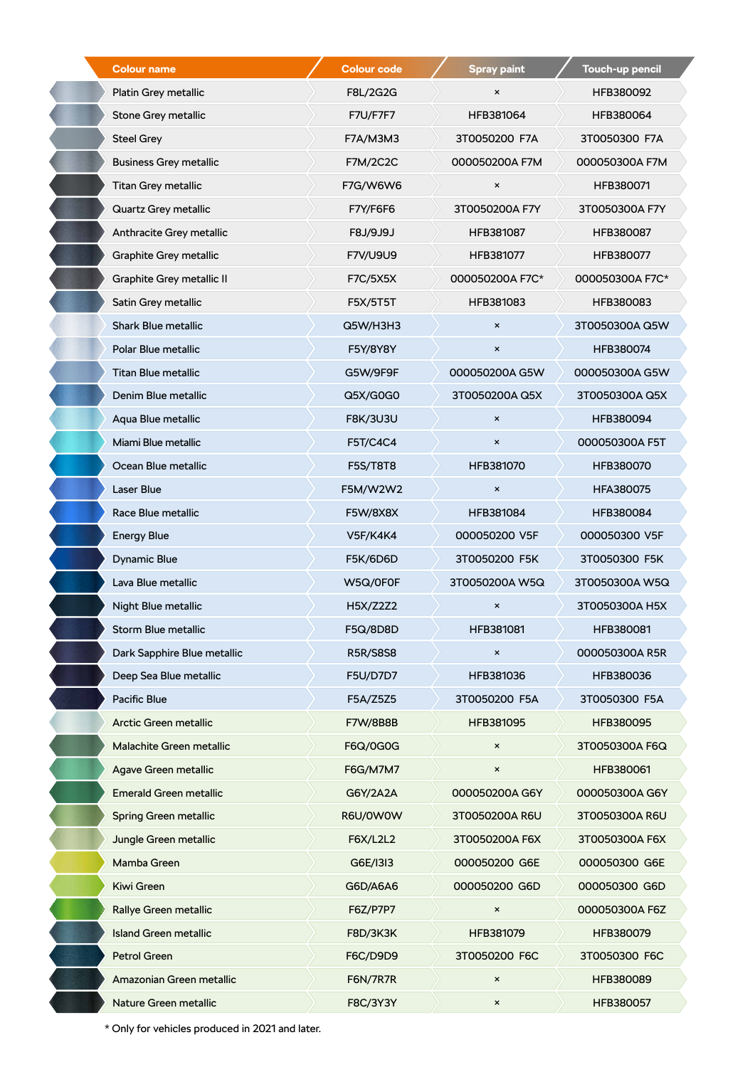| Colour name | Colour code | Spray paint | Touch-up pencil |
|---|---|---|---|
| Platin Grey metallic | F8L/2G2G | × | HFB380092 |
| Stone Grey metallic | F7U/F7F7 | HFB381064 | HFB380064 |
| Steel Grey | F7A/M3M3 | 3T0050200 F7A | 3T0050300 F7A |
| Business Grey metallic | F7M/2C2C | 000050200A F7M | 000050300A F7M |
| Titan Grey metallic | F7G/W6W6 | × | HFB380071 |
| Quartz Grey metallic | F7Y/F6F6 | 3T0050200A F7Y | 3T0050300A F7Y |
| Anthracite Grey metallic | F8J/9J9J | HFB381087 | HFB380087 |
| Graphite Grey metallic | F7V/U9U9 | HFB381077 | HFB380077 |
| Graphite Grey metallic II | F7C/5X5X | 000050200A F7C* | 000050300A F7C* |
| Satin Grey metallic | F5X/5T5T | HFB381083 | HFB380083 |
| Shark Blue metallic | Q5W/H3H3 | × | 3T0050300A Q5W |
| Polar Blue metallic | F5Y/8Y8Y | × | HFB380074 |
| Titan Blue metallic | G5W/9F9F | 000050200A G5W | 000050300A G5W |
| Denim Blue metallic | Q5X/G0G0 | 3T0050200A Q5X | 3T0050300A Q5X |
| Aqua Blue metallic | F8K/3U3U | × | HFB380094 |
| Miami Blue metallic | F5T/C4C4 | × | 000050300A F5T |
| Ocean Blue metallic | F5S/T8T8 | HFB381070 | HFB380070 |
| Laser Blue | F5M/W2W2 | × | HFA380075 |
| Race Blue metallic | F5W/8X8X | HFB381084 | HFB380084 |
| Energy Blue | V5F/K4K4 | 000050200 V5F | 000050300 V5F |
| Dynamic Blue | F5K/6D6D | 3T0050200 F5K | 3T0050300 F5K |
| Lava Blue metallic | W5Q/0F0F | 3T0050200A W5Q | 3T0050300A W5Q |
| Night Blue metallic | H5X/Z2Z2 | × | 3T0050300A H5X |
| Storm Blue metallic | F5Q/8D8D | HFB381081 | HFB380081 |
| Dark Sapphire Blue metallic | R5R/S8S8 | × | 000050300A R5R |
| Deep Sea Blue metallic | F5U/D7D7 | HFB381036 | HFB380036 |
| Pacific Blue | F5A/Z5Z5 | 3T0050200 F5A | 3T0050300 F5A |
| Arctic Green metallic | F7W/8B8B | HFB381095 | HFB380095 |
| Malachite Green metallic | F6Q/0G0G | × | 3T0050300A F6Q |
| Agave Green metallic | F6G/M7M7 | × | HFB380061 |
| Emerald Green metallic | G6Y/2A2A | 000050200A G6Y | 000050300A G6Y |
| Spring Green metallic | R6U/0W0W | 3T0050200A R6U | 3T0050300A R6U |
| Jungle Green metallic | F6X/L2L2 | 3T0050200A F6X | 3T0050300A F6X |
| Mamba Green | G6E/I3I3 | 000050200 G6E | 000050300 G6E |
| Kiwi Green | G6D/A6A6 | 000050200 G6D | 000050300 G6D |
| Rallye Green metallic | F6Z/P7P7 | × | 000050300A F6Z |
| Island Green metallic | F8D/3K3K | HFB381079 | HFB380079 |
| Petrol Green | F6C/D9D9 | 3T0050200 F6C | 3T0050300 F6C |
| Amazonian Green metallic | F6N/7R7R | × | HFB380089 |
| Nature Green metallic | F8C/3Y3Y | × | HFB380057 |

\* Only for vehicles produced in 2021 and later.